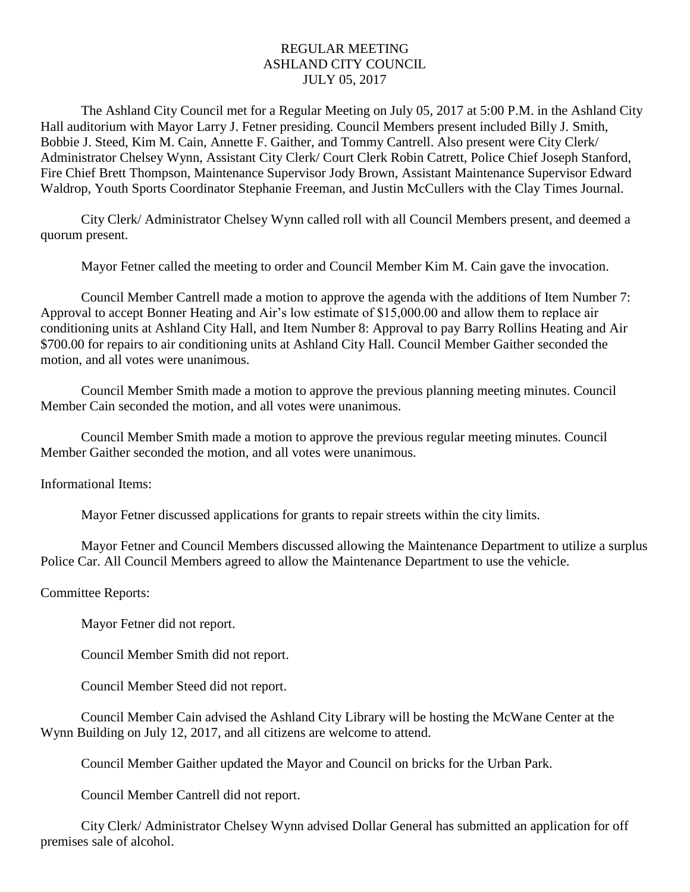# REGULAR MEETING
# ASHLAND CITY COUNCIL
# JULY 05, 2017

The Ashland City Council met for a Regular Meeting on July 05, 2017 at 5:00 P.M. in the Ashland City Hall auditorium with Mayor Larry J. Fetner presiding. Council Members present included Billy J. Smith, Bobbie J. Steed, Kim M. Cain, Annette F. Gaither, and Tommy Cantrell. Also present were City Clerk/ Administrator Chelsey Wynn, Assistant City Clerk/ Court Clerk Robin Catrett, Police Chief Joseph Stanford, Fire Chief Brett Thompson, Maintenance Supervisor Jody Brown, Assistant Maintenance Supervisor Edward Waldrop, Youth Sports Coordinator Stephanie Freeman, and Justin McCullers with the Clay Times Journal.

City Clerk/ Administrator Chelsey Wynn called roll with all Council Members present, and deemed a quorum present.

Mayor Fetner called the meeting to order and Council Member Kim M. Cain gave the invocation.

Council Member Cantrell made a motion to approve the agenda with the additions of Item Number 7: Approval to accept Bonner Heating and Air's low estimate of $15,000.00 and allow them to replace air conditioning units at Ashland City Hall, and Item Number 8: Approval to pay Barry Rollins Heating and Air $700.00 for repairs to air conditioning units at Ashland City Hall. Council Member Gaither seconded the motion, and all votes were unanimous.

Council Member Smith made a motion to approve the previous planning meeting minutes. Council Member Cain seconded the motion, and all votes were unanimous.

Council Member Smith made a motion to approve the previous regular meeting minutes. Council Member Gaither seconded the motion, and all votes were unanimous.

Informational Items:

Mayor Fetner discussed applications for grants to repair streets within the city limits.

Mayor Fetner and Council Members discussed allowing the Maintenance Department to utilize a surplus Police Car. All Council Members agreed to allow the Maintenance Department to use the vehicle.

Committee Reports:

Mayor Fetner did not report.

Council Member Smith did not report.

Council Member Steed did not report.

Council Member Cain advised the Ashland City Library will be hosting the McWane Center at the Wynn Building on July 12, 2017, and all citizens are welcome to attend.

Council Member Gaither updated the Mayor and Council on bricks for the Urban Park.

Council Member Cantrell did not report.

City Clerk/ Administrator Chelsey Wynn advised Dollar General has submitted an application for off premises sale of alcohol.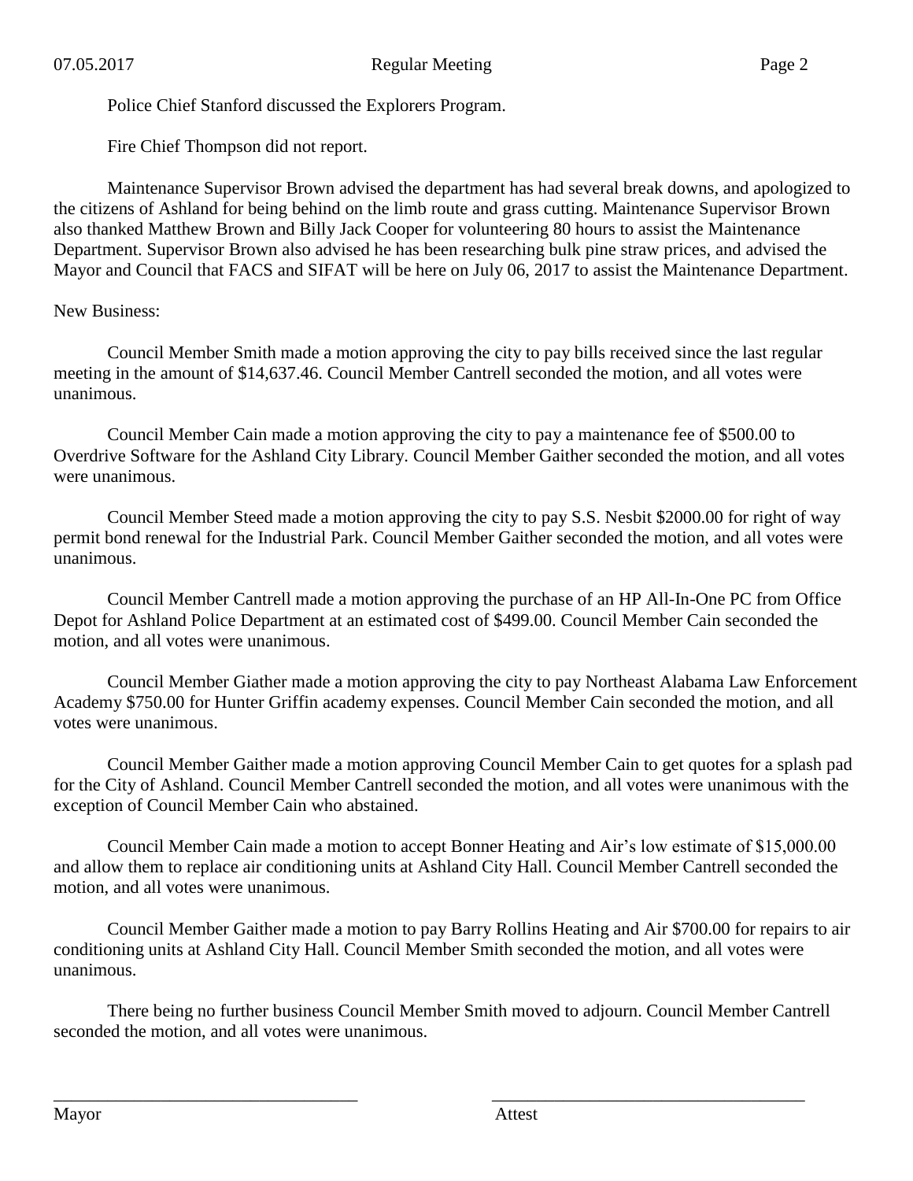Police Chief Stanford discussed the Explorers Program.

Fire Chief Thompson did not report.

Maintenance Supervisor Brown advised the department has had several break downs, and apologized to the citizens of Ashland for being behind on the limb route and grass cutting. Maintenance Supervisor Brown also thanked Matthew Brown and Billy Jack Cooper for volunteering 80 hours to assist the Maintenance Department. Supervisor Brown also advised he has been researching bulk pine straw prices, and advised the Mayor and Council that FACS and SIFAT will be here on July 06, 2017 to assist the Maintenance Department.

New Business:

Council Member Smith made a motion approving the city to pay bills received since the last regular meeting in the amount of $14,637.46. Council Member Cantrell seconded the motion, and all votes were unanimous.

Council Member Cain made a motion approving the city to pay a maintenance fee of $500.00 to Overdrive Software for the Ashland City Library. Council Member Gaither seconded the motion, and all votes were unanimous.

Council Member Steed made a motion approving the city to pay S.S. Nesbit $2000.00 for right of way permit bond renewal for the Industrial Park. Council Member Gaither seconded the motion, and all votes were unanimous.

Council Member Cantrell made a motion approving the purchase of an HP All-In-One PC from Office Depot for Ashland Police Department at an estimated cost of $499.00. Council Member Cain seconded the motion, and all votes were unanimous.

Council Member Giather made a motion approving the city to pay Northeast Alabama Law Enforcement Academy $750.00 for Hunter Griffin academy expenses. Council Member Cain seconded the motion, and all votes were unanimous.

Council Member Gaither made a motion approving Council Member Cain to get quotes for a splash pad for the City of Ashland. Council Member Cantrell seconded the motion, and all votes were unanimous with the exception of Council Member Cain who abstained.

Council Member Cain made a motion to accept Bonner Heating and Air's low estimate of $15,000.00 and allow them to replace air conditioning units at Ashland City Hall. Council Member Cantrell seconded the motion, and all votes were unanimous.

Council Member Gaither made a motion to pay Barry Rollins Heating and Air $700.00 for repairs to air conditioning units at Ashland City Hall. Council Member Smith seconded the motion, and all votes were unanimous.

There being no further business Council Member Smith moved to adjourn. Council Member Cantrell seconded the motion, and all votes were unanimous.

\_\_\_\_\_\_\_\_\_\_\_\_\_\_\_\_\_\_\_\_\_\_\_\_\_\_\_\_\_\_\_\_\_\_\_ \_\_\_\_\_\_\_\_\_\_\_\_\_\_\_\_\_\_\_\_\_\_\_\_\_\_\_\_\_\_\_\_\_\_\_\_

Mayor Attest